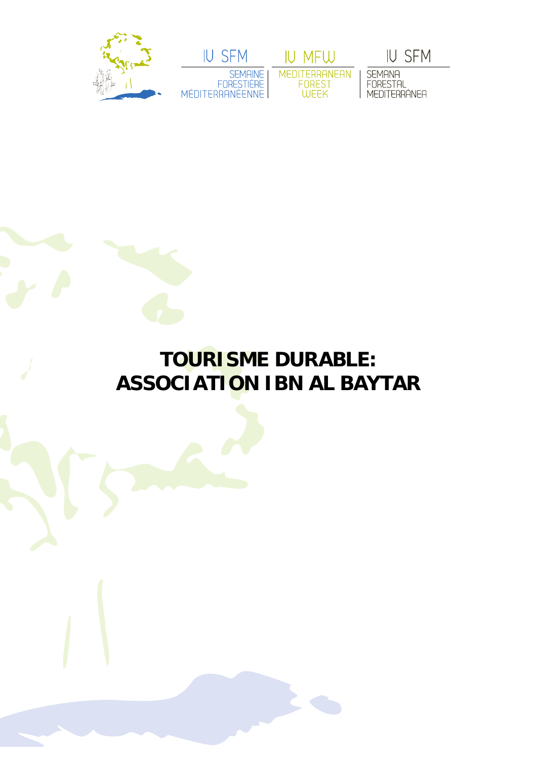IV SFM

SEMAINE FORESTIÈRE MÉDITERRANÉENNE

IV MFW

MEDITERRANEAN FOREST WEEK

IV SFM

SEMANA FORESTAL MEDITERRÁNEA

# TOURISME DURABLE: ASSOCIATION IBN AL BAYTAR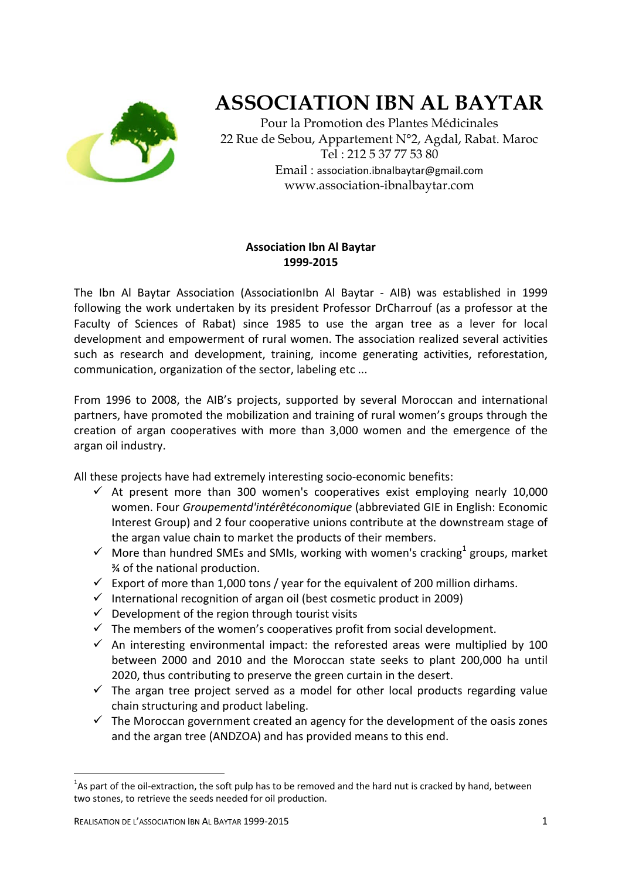# ASSOCIATION IBN AL BAYTAR

Pour la Promotion des Plantes Médicinales
22 Rue de Sebou, Appartement N°2, Agdal, Rabat. Maroc
Tel : 212 5 37 77 53 80
Email : association.ibnalbaytar@gmail.com
www.association-ibnalbaytar.com

**Association Ibn Al Baytar**
**1999-2015**

The Ibn Al Baytar Association (AssociationIbn Al Baytar - AIB) was established in 1999 following the work undertaken by its president Professor DrCharrouf (as a professor at the Faculty of Sciences of Rabat) since 1985 to use the argan tree as a lever for local development and empowerment of rural women. The association realized several activities such as research and development, training, income generating activities, reforestation, communication, organization of the sector, labeling etc ...

From 1996 to 2008, the AIB's projects, supported by several Moroccan and international partners, have promoted the mobilization and training of rural women's groups through the creation of argan cooperatives with more than 3,000 women and the emergence of the argan oil industry.

All these projects have had extremely interesting socio-economic benefits:

- ✓ At present more than 300 women's cooperatives exist employing nearly 10,000 women. Four *Groupementd'intérêtéconomique* (abbreviated GIE in English: Economic Interest Group) and 2 four cooperative unions contribute at the downstream stage of the argan value chain to market the products of their members.
- ✓ More than hundred SMEs and SMIs, working with women's cracking[1] groups, market ¾ of the national production.
- ✓ Export of more than 1,000 tons / year for the equivalent of 200 million dirhams.
- ✓ International recognition of argan oil (best cosmetic product in 2009)
- ✓ Development of the region through tourist visits
- ✓ The members of the women's cooperatives profit from social development.
- ✓ An interesting environmental impact: the reforested areas were multiplied by 100 between 2000 and 2010 and the Moroccan state seeks to plant 200,000 ha until 2020, thus contributing to preserve the green curtain in the desert.
- ✓ The argan tree project served as a model for other local products regarding value chain structuring and product labeling.
- ✓ The Moroccan government created an agency for the development of the oasis zones and the argan tree (ANDZOA) and has provided means to this end.

[1] As part of the oil-extraction, the soft pulp has to be removed and the hard nut is cracked by hand, between two stones, to retrieve the seeds needed for oil production.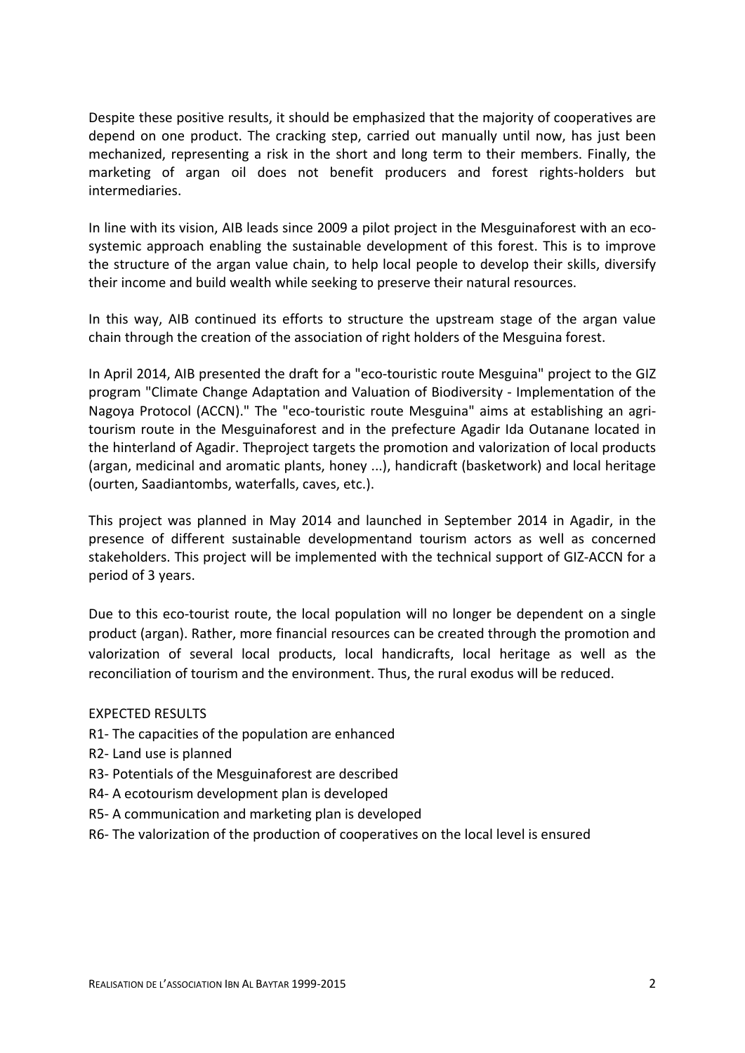Despite these positive results, it should be emphasized that the majority of cooperatives are depend on one product. The cracking step, carried out manually until now, has just been mechanized, representing a risk in the short and long term to their members. Finally, the marketing of argan oil does not benefit producers and forest rights-holders but intermediaries.

In line with its vision, AIB leads since 2009 a pilot project in the Mesguinaforest with an eco-systemic approach enabling the sustainable development of this forest. This is to improve the structure of the argan value chain, to help local people to develop their skills, diversify their income and build wealth while seeking to preserve their natural resources.

In this way, AIB continued its efforts to structure the upstream stage of the argan value chain through the creation of the association of right holders of the Mesguina forest.

In April 2014, AIB presented the draft for a "eco-touristic route Mesguina" project to the GIZ program "Climate Change Adaptation and Valuation of Biodiversity - Implementation of the Nagoya Protocol (ACCN)." The "eco-touristic route Mesguina" aims at establishing an agri-tourism route in the Mesguinaforest and in the prefecture Agadir Ida Outanane located in the hinterland of Agadir. Theproject targets the promotion and valorization of local products (argan, medicinal and aromatic plants, honey ...), handicraft (basketwork) and local heritage (ourten, Saadiantombs, waterfalls, caves, etc.).

This project was planned in May 2014 and launched in September 2014 in Agadir, in the presence of different sustainable developmentand tourism actors as well as concerned stakeholders. This project will be implemented with the technical support of GIZ-ACCN for a period of 3 years.

Due to this eco-tourist route, the local population will no longer be dependent on a single product (argan). Rather, more financial resources can be created through the promotion and valorization of several local products, local handicrafts, local heritage as well as the reconciliation of tourism and the environment. Thus, the rural exodus will be reduced.

EXPECTED RESULTS

R1- The capacities of the population are enhanced

R2- Land use is planned

R3- Potentials of the Mesguinaforest are described

R4- A ecotourism development plan is developed

R5- A communication and marketing plan is developed

R6- The valorization of the production of cooperatives on the local level is ensured